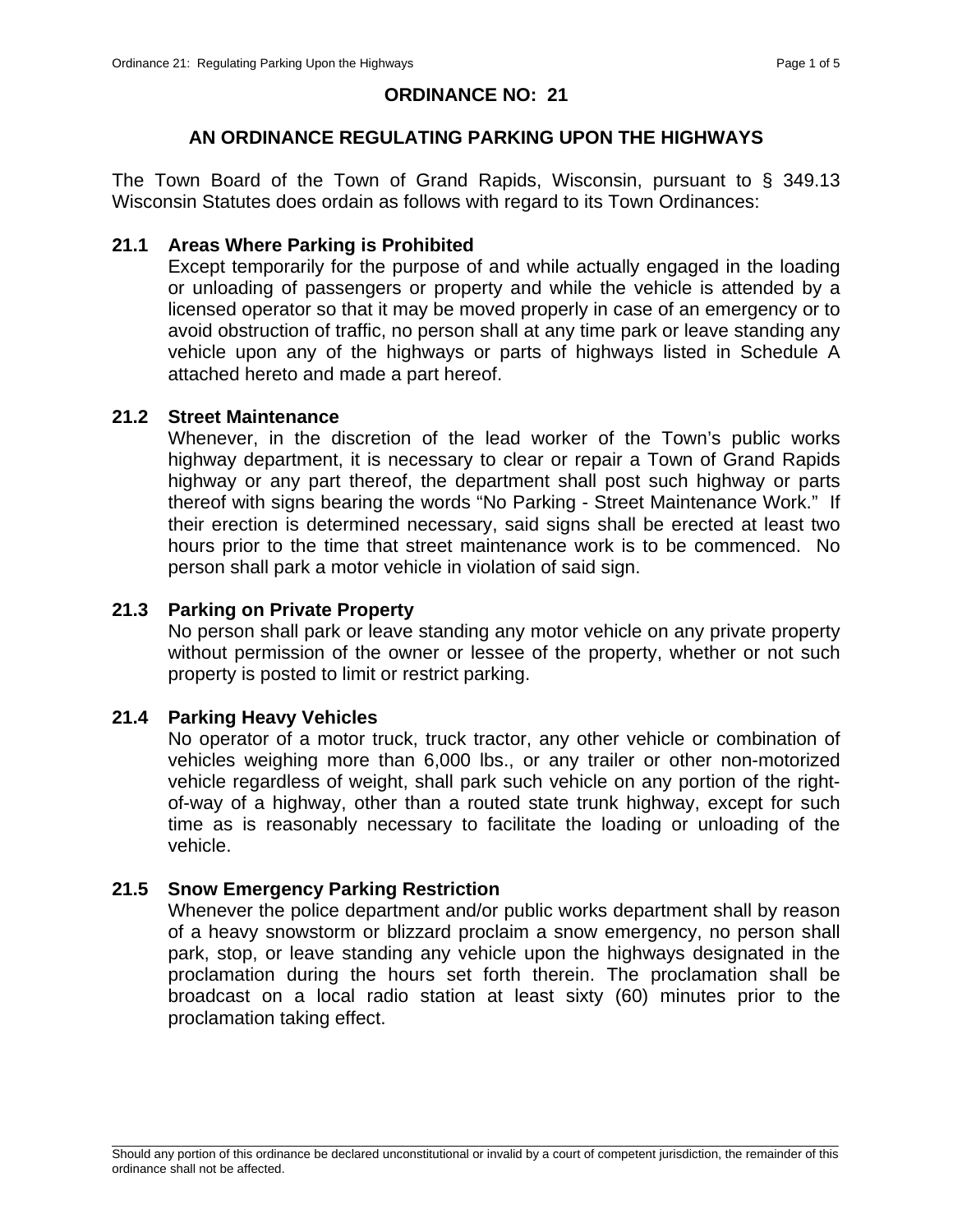# ORDINANCE NO: 21

## AN ORDINANCE REGULATING PARKING UPON THE HIGHWAYS

The Town Board of the Town of Grand Rapids, Wisconsin, pursuant to § 349.13 Wisconsin Statutes does ordain as follows with regard to its Town Ordinances:

### 21.1 Areas Where Parking is Prohibited

Except temporarily for the purpose of and while actually engaged in the loading or unloading of passengers or property and while the vehicle is attended by a licensed operator so that it may be moved properly in case of an emergency or to avoid obstruction of traffic, no person shall at any time park or leave standing any vehicle upon any of the highways or parts of highways listed in Schedule A attached hereto and made a part hereof.

### 21.2 Street Maintenance

Whenever, in the discretion of the lead worker of the Town's public works highway department, it is necessary to clear or repair a Town of Grand Rapids highway or any part thereof, the department shall post such highway or parts thereof with signs bearing the words "No Parking - Street Maintenance Work." If their erection is determined necessary, said signs shall be erected at least two hours prior to the time that street maintenance work is to be commenced. No person shall park a motor vehicle in violation of said sign.

### 21.3 Parking on Private Property

No person shall park or leave standing any motor vehicle on any private property without permission of the owner or lessee of the property, whether or not such property is posted to limit or restrict parking.

### 21.4 Parking Heavy Vehicles

No operator of a motor truck, truck tractor, any other vehicle or combination of vehicles weighing more than 6,000 lbs., or any trailer or other non-motorized vehicle regardless of weight, shall park such vehicle on any portion of the right-of-way of a highway, other than a routed state trunk highway, except for such time as is reasonably necessary to facilitate the loading or unloading of the vehicle.

### 21.5 Snow Emergency Parking Restriction

Whenever the police department and/or public works department shall by reason of a heavy snowstorm or blizzard proclaim a snow emergency, no person shall park, stop, or leave standing any vehicle upon the highways designated in the proclamation during the hours set forth therein. The proclamation shall be broadcast on a local radio station at least sixty (60) minutes prior to the proclamation taking effect.

---

Should any portion of this ordinance be declared unconstitutional or invalid by a court of competent jurisdiction, the remainder of this ordinance shall not be affected.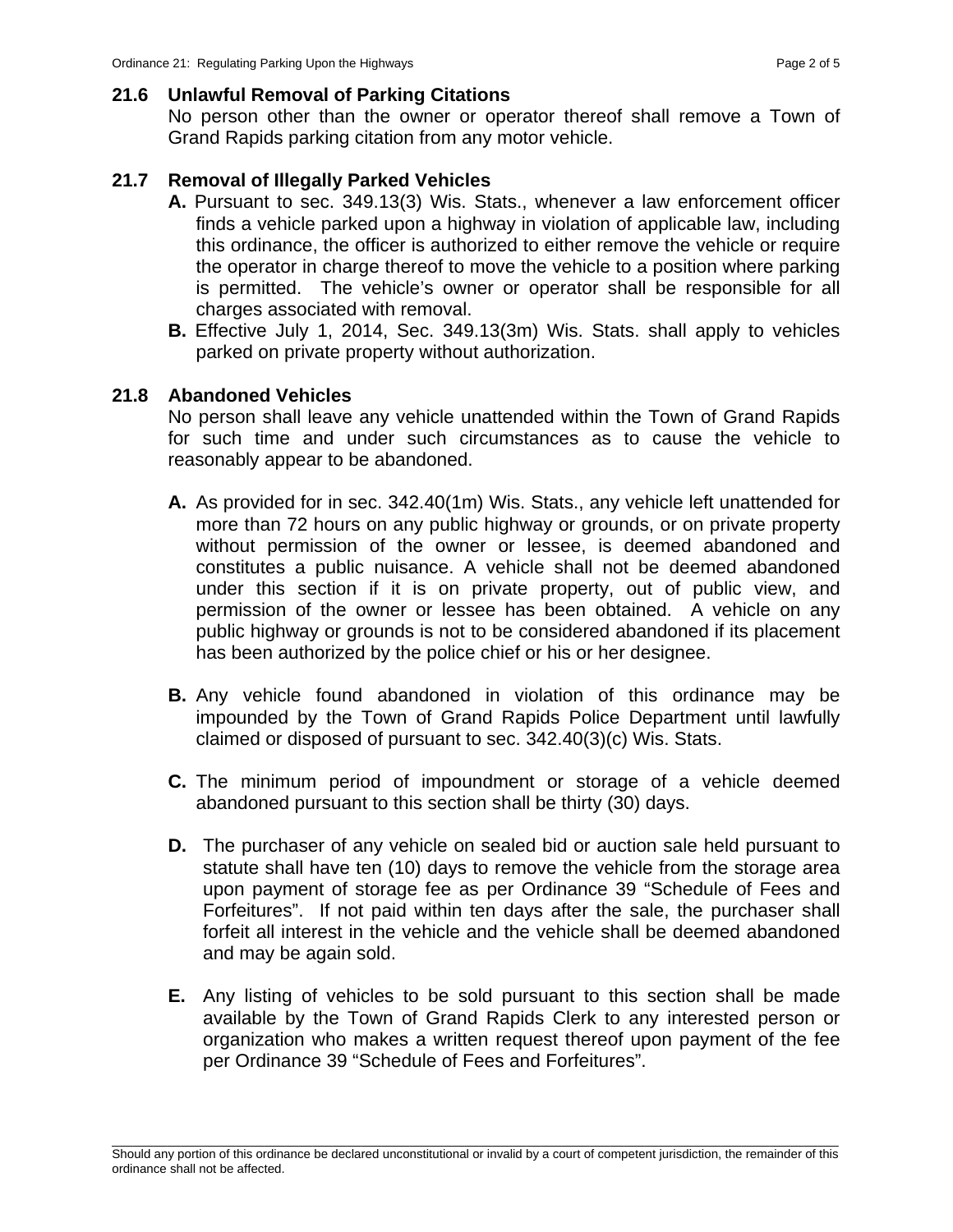## 21.6 Unlawful Removal of Parking Citations

No person other than the owner or operator thereof shall remove a Town of Grand Rapids parking citation from any motor vehicle.

## 21.7 Removal of Illegally Parked Vehicles

**A.** Pursuant to sec. 349.13(3) Wis. Stats., whenever a law enforcement officer finds a vehicle parked upon a highway in violation of applicable law, including this ordinance, the officer is authorized to either remove the vehicle or require the operator in charge thereof to move the vehicle to a position where parking is permitted. The vehicle's owner or operator shall be responsible for all charges associated with removal.

**B.** Effective July 1, 2014, Sec. 349.13(3m) Wis. Stats. shall apply to vehicles parked on private property without authorization.

## 21.8 Abandoned Vehicles

No person shall leave any vehicle unattended within the Town of Grand Rapids for such time and under such circumstances as to cause the vehicle to reasonably appear to be abandoned.

**A.** As provided for in sec. 342.40(1m) Wis. Stats., any vehicle left unattended for more than 72 hours on any public highway or grounds, or on private property without permission of the owner or lessee, is deemed abandoned and constitutes a public nuisance. A vehicle shall not be deemed abandoned under this section if it is on private property, out of public view, and permission of the owner or lessee has been obtained. A vehicle on any public highway or grounds is not to be considered abandoned if its placement has been authorized by the police chief or his or her designee.

**B.** Any vehicle found abandoned in violation of this ordinance may be impounded by the Town of Grand Rapids Police Department until lawfully claimed or disposed of pursuant to sec. 342.40(3)(c) Wis. Stats.

**C.** The minimum period of impoundment or storage of a vehicle deemed abandoned pursuant to this section shall be thirty (30) days.

**D.** The purchaser of any vehicle on sealed bid or auction sale held pursuant to statute shall have ten (10) days to remove the vehicle from the storage area upon payment of storage fee as per Ordinance 39 "Schedule of Fees and Forfeitures". If not paid within ten days after the sale, the purchaser shall forfeit all interest in the vehicle and the vehicle shall be deemed abandoned and may be again sold.

**E.** Any listing of vehicles to be sold pursuant to this section shall be made available by the Town of Grand Rapids Clerk to any interested person or organization who makes a written request thereof upon payment of the fee per Ordinance 39 "Schedule of Fees and Forfeitures".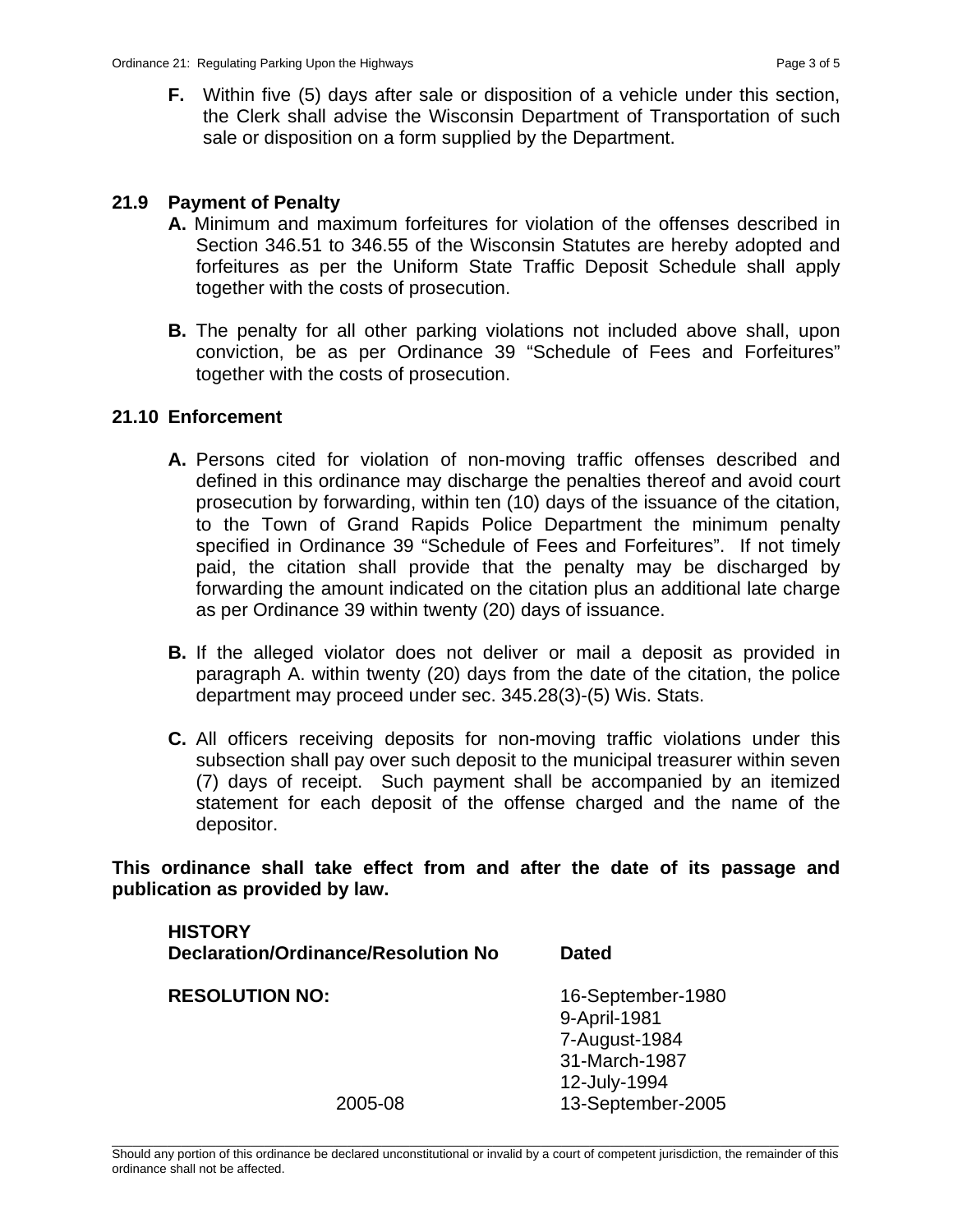**F.** Within five (5) days after sale or disposition of a vehicle under this section, the Clerk shall advise the Wisconsin Department of Transportation of such sale or disposition on a form supplied by the Department.

## 21.9 Payment of Penalty

**A.** Minimum and maximum forfeitures for violation of the offenses described in Section 346.51 to 346.55 of the Wisconsin Statutes are hereby adopted and forfeitures as per the Uniform State Traffic Deposit Schedule shall apply together with the costs of prosecution.

**B.** The penalty for all other parking violations not included above shall, upon conviction, be as per Ordinance 39 "Schedule of Fees and Forfeitures" together with the costs of prosecution.

## 21.10 Enforcement

**A.** Persons cited for violation of non-moving traffic offenses described and defined in this ordinance may discharge the penalties thereof and avoid court prosecution by forwarding, within ten (10) days of the issuance of the citation, to the Town of Grand Rapids Police Department the minimum penalty specified in Ordinance 39 "Schedule of Fees and Forfeitures". If not timely paid, the citation shall provide that the penalty may be discharged by forwarding the amount indicated on the citation plus an additional late charge as per Ordinance 39 within twenty (20) days of issuance.

**B.** If the alleged violator does not deliver or mail a deposit as provided in paragraph A. within twenty (20) days from the date of the citation, the police department may proceed under sec. 345.28(3)-(5) Wis. Stats.

**C.** All officers receiving deposits for non-moving traffic violations under this subsection shall pay over such deposit to the municipal treasurer within seven (7) days of receipt. Such payment shall be accompanied by an itemized statement for each deposit of the offense charged and the name of the depositor.

**This ordinance shall take effect from and after the date of its passage and publication as provided by law.**

**HISTORY**

| Declaration/Ordinance/Resolution No | Dated |
|---|---|
| **RESOLUTION NO:** | 16-September-1980 |
| | 9-April-1981 |
| | 7-August-1984 |
| | 31-March-1987 |
| | 12-July-1994 |
| 2005-08 | 13-September-2005 |

Should any portion of this ordinance be declared unconstitutional or invalid by a court of competent jurisdiction, the remainder of this ordinance shall not be affected.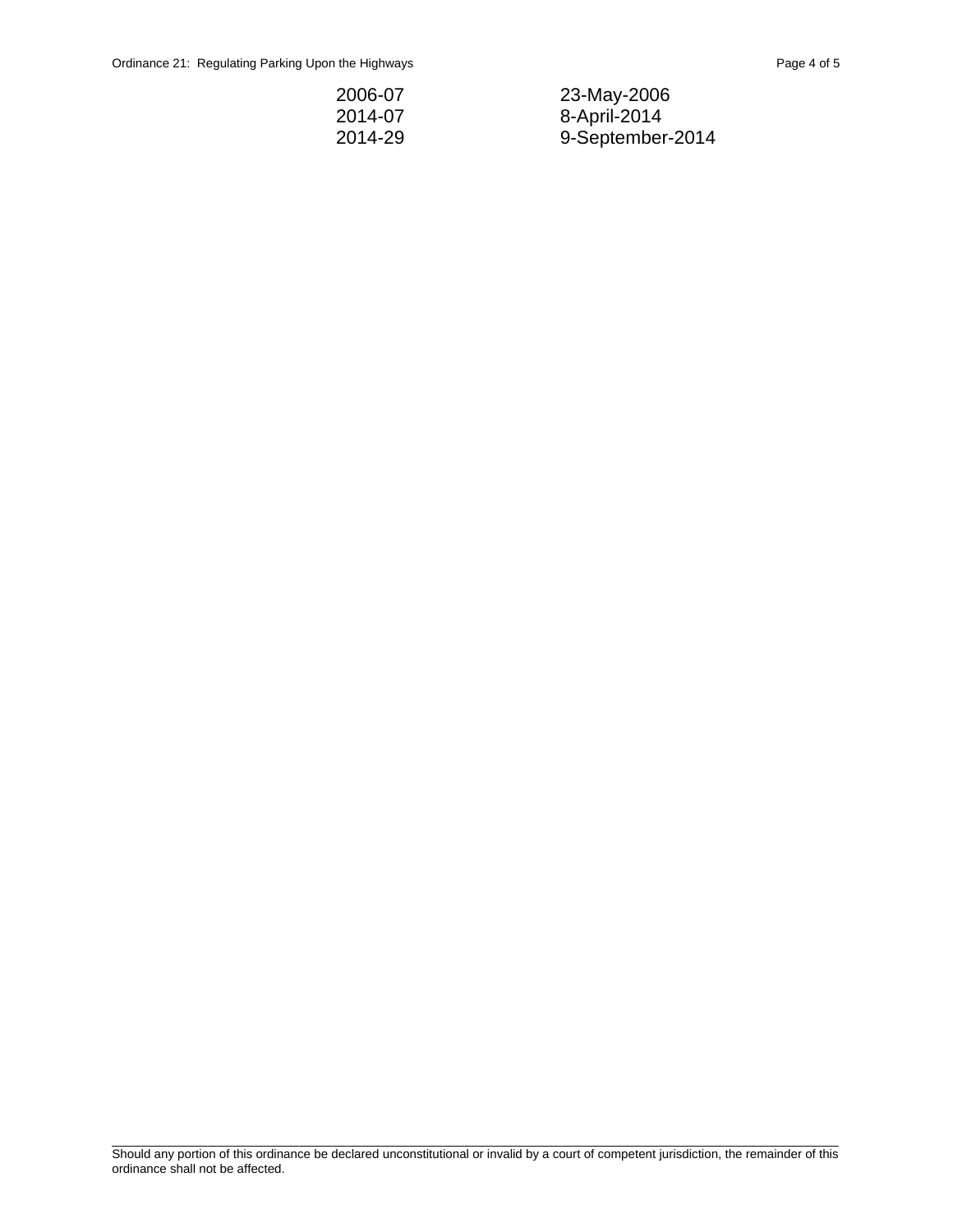| | |
|---|---|
| 2006-07 | 23-May-2006 |
| 2014-07 | 8-April-2014 |
| 2014-29 | 9-September-2014 |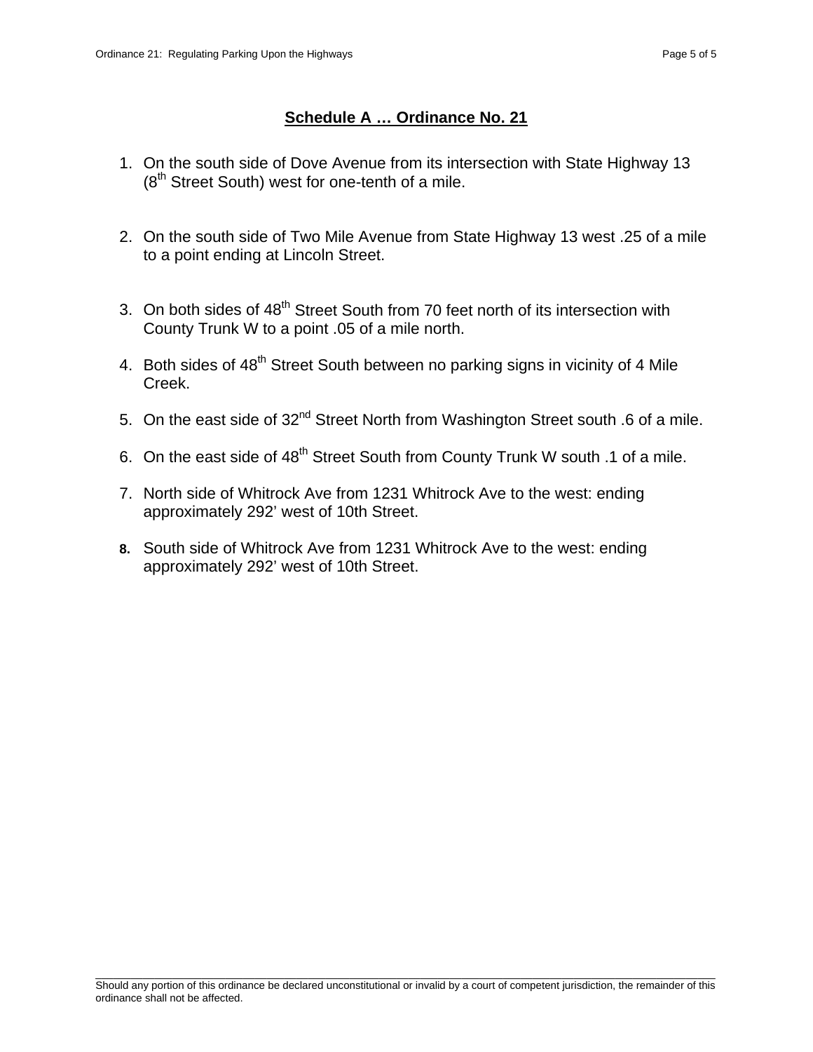## Schedule A … Ordinance No. 21

1. On the south side of Dove Avenue from its intersection with State Highway 13 (8th Street South) west for one-tenth of a mile.

2. On the south side of Two Mile Avenue from State Highway 13 west .25 of a mile to a point ending at Lincoln Street.

3. On both sides of 48th Street South from 70 feet north of its intersection with County Trunk W to a point .05 of a mile north.

4. Both sides of 48th Street South between no parking signs in vicinity of 4 Mile Creek.

5. On the east side of 32nd Street North from Washington Street south .6 of a mile.

6. On the east side of 48th Street South from County Trunk W south .1 of a mile.

7. North side of Whitrock Ave from 1231 Whitrock Ave to the west: ending approximately 292' west of 10th Street.

8. South side of Whitrock Ave from 1231 Whitrock Ave to the west: ending approximately 292' west of 10th Street.

---

Should any portion of this ordinance be declared unconstitutional or invalid by a court of competent jurisdiction, the remainder of this ordinance shall not be affected.